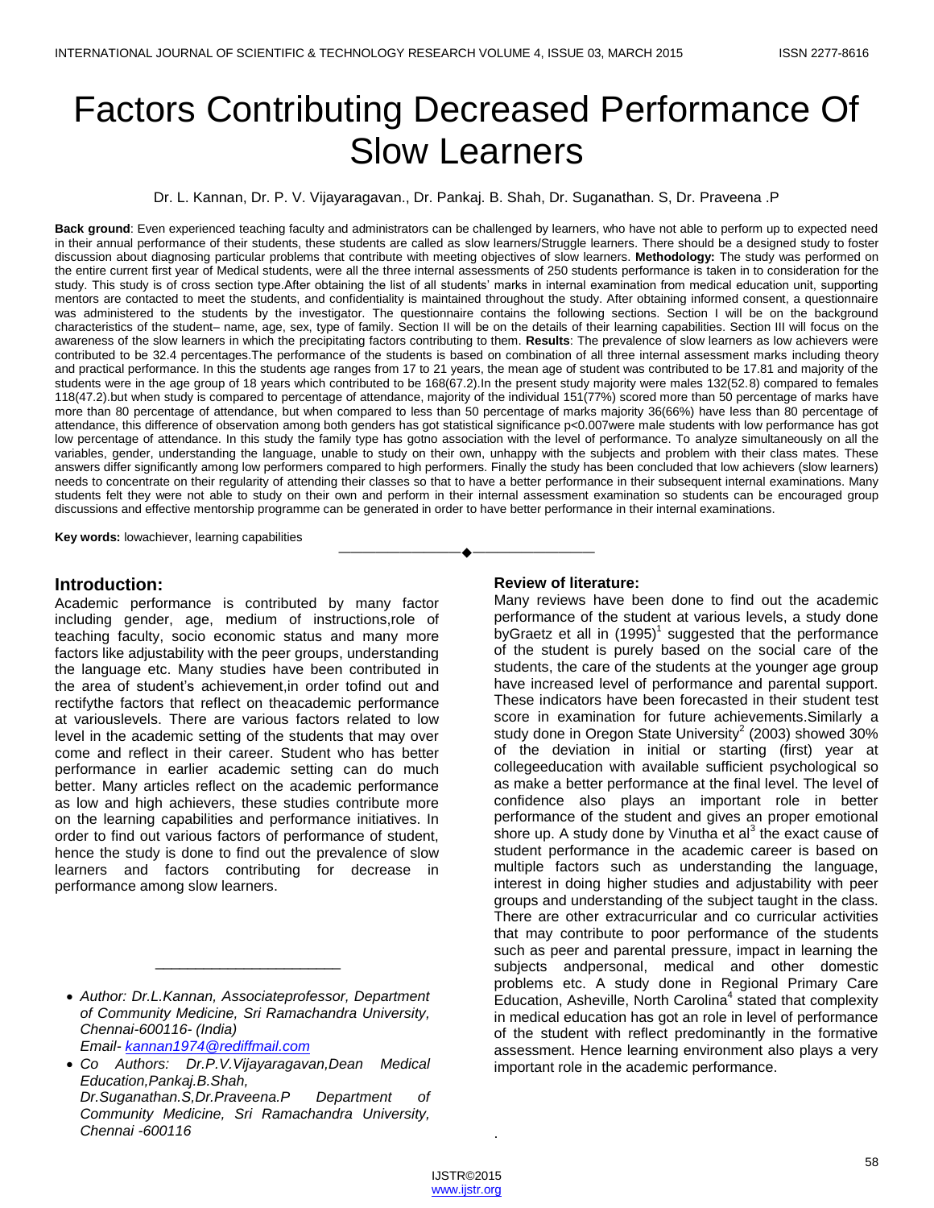# Factors Contributing Decreased Performance Of Slow Learners

Dr. L. Kannan, Dr. P. V. Vijayaragavan., Dr. Pankaj. B. Shah, Dr. Suganathan. S, Dr. Praveena .P

**Back ground**: Even experienced teaching faculty and administrators can be challenged by learners, who have not able to perform up to expected need in their annual performance of their students, these students are called as slow learners/Struggle learners. There should be a designed study to foster discussion about diagnosing particular problems that contribute with meeting objectives of slow learners. **Methodology:** The study was performed on the entire current first year of Medical students, were all the three internal assessments of 250 students performance is taken in to consideration for the study. This study is of cross section type.After obtaining the list of all students' marks in internal examination from medical education unit, supporting mentors are contacted to meet the students, and confidentiality is maintained throughout the study. After obtaining informed consent, a questionnaire was administered to the students by the investigator. The questionnaire contains the following sections. Section I will be on the background characteristics of the student– name, age, sex, type of family. Section II will be on the details of their learning capabilities. Section III will focus on the awareness of the slow learners in which the precipitating factors contributing to them. **Results**: The prevalence of slow learners as low achievers were contributed to be 32.4 percentages.The performance of the students is based on combination of all three internal assessment marks including theory and practical performance. In this the students age ranges from 17 to 21 years, the mean age of student was contributed to be 17.81 and majority of the students were in the age group of 18 years which contributed to be 168(67.2).In the present study majority were males 132(52.8) compared to females 118(47.2).but when study is compared to percentage of attendance, majority of the individual 151(77%) scored more than 50 percentage of marks have more than 80 percentage of attendance, but when compared to less than 50 percentage of marks majority 36(66%) have less than 80 percentage of attendance, this difference of observation among both genders has got statistical significance p<0.007were male students with low performance has got low percentage of attendance. In this study the family type has gotno association with the level of performance. To analyze simultaneously on all the variables, gender, understanding the language, unable to study on their own, unhappy with the subjects and problem with their class mates. These answers differ significantly among low performers compared to high performers. Finally the study has been concluded that low achievers (slow learners) needs to concentrate on their regularity of attending their classes so that to have a better performance in their subsequent internal examinations. Many students felt they were not able to study on their own and perform in their internal assessment examination so students can be encouraged group discussions and effective mentorship programme can be generated in order to have better performance in their internal examinations.

**Key words:** lowachiever, learning capabilities

## Introduction:

Academic performance is contributed by many factor including gender, age, medium of instructions,role of teaching faculty, socio economic status and many more factors like adjustability with the peer groups, understanding the language etc. Many studies have been contributed in the area of student's achievement,in order tofind out and rectifythe factors that reflect on theacademic performance at variouslevels. There are various factors related to low level in the academic setting of the students that may over come and reflect in their career. Student who has better performance in earlier academic setting can do much better. Many articles reflect on the academic performance as low and high achievers, these studies contribute more on the learning capabilities and performance initiatives. In order to find out various factors of performance of student, hence the study is done to find out the prevalence of slow learners and factors contributing for decrease in performance among slow learners.

- *Author: Dr.L.Kannan, Associateprofessor, Department of Community Medicine, Sri Ramachandra University, Chennai-600116- (India) Email- kannan1974@rediffmail.com*
- *Co Authors: Dr.P.V.Vijayaragavan,Dean Medical Education,Pankaj.B.Shah, Dr.Suganathan.S,Dr.Praveena.P Department of Community Medicine, Sri Ramachandra University, Chennai -600116*

## Review of literature:

Many reviews have been done to find out the academic performance of the student at various levels, a study done byGraetz et all in (1995)[1] suggested that the performance of the student is purely based on the social care of the students, the care of the students at the younger age group have increased level of performance and parental support. These indicators have been forecasted in their student test score in examination for future achievements.Similarly a study done in Oregon State University[2] (2003) showed 30% of the deviation in initial or starting (first) year at collegeeducation with available sufficient psychological so as make a better performance at the final level. The level of confidence also plays an important role in better performance of the student and gives an proper emotional shore up. A study done by Vinutha et al[3] the exact cause of student performance in the academic career is based on multiple factors such as understanding the language, interest in doing higher studies and adjustability with peer groups and understanding of the subject taught in the class. There are other extracurricular and co curricular activities that may contribute to poor performance of the students such as peer and parental pressure, impact in learning the subjects andpersonal, medical and other domestic problems etc. A study done in Regional Primary Care Education, Asheville, North Carolina[4] stated that complexity in medical education has got an role in level of performance of the student with reflect predominantly in the formative assessment. Hence learning environment also plays a very important role in the academic performance.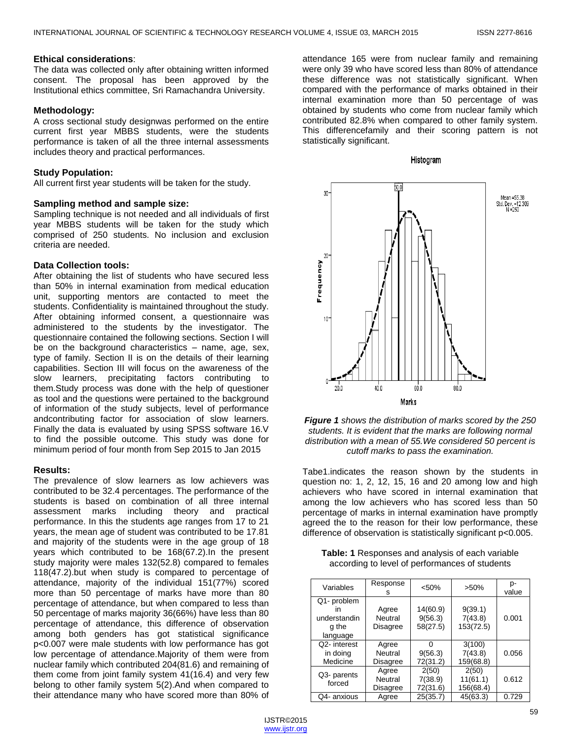**Ethical considerations**:
The data was collected only after obtaining written informed consent. The proposal has been approved by the Institutional ethics committee, Sri Ramachandra University.

**Methodology:**
A cross sectional study designwas performed on the entire current first year MBBS students, were the students performance is taken of all the three internal assessments includes theory and practical performances.

**Study Population:**
All current first year students will be taken for the study.

**Sampling method and sample size:**
Sampling technique is not needed and all individuals of first year MBBS students will be taken for the study which comprised of 250 students. No inclusion and exclusion criteria are needed.

**Data Collection tools:**
After obtaining the list of students who have secured less than 50% in internal examination from medical education unit, supporting mentors are contacted to meet the students. Confidentiality is maintained throughout the study. After obtaining informed consent, a questionnaire was administered to the students by the investigator. The questionnaire contained the following sections. Section I will be on the background characteristics – name, age, sex, type of family. Section II is on the details of their learning capabilities. Section III will focus on the awareness of the slow learners, precipitating factors contributing to them.Study process was done with the help of questioner as tool and the questions were pertained to the background of information of the study subjects, level of performance andcontributing factor for association of slow learners. Finally the data is evaluated by using SPSS software 16.V to find the possible outcome. This study was done for minimum period of four month from Sep 2015 to Jan 2015

**Results:**
The prevalence of slow learners as low achievers was contributed to be 32.4 percentages. The performance of the students is based on combination of all three internal assessment marks including theory and practical performance. In this the students age ranges from 17 to 21 years, the mean age of student was contributed to be 17.81 and majority of the students were in the age group of 18 years which contributed to be 168(67.2).In the present study majority were males 132(52.8) compared to females 118(47.2).but when study is compared to percentage of attendance, majority of the individual 151(77%) scored more than 50 percentage of marks have more than 80 percentage of attendance, but when compared to less than 50 percentage of marks majority 36(66%) have less than 80 percentage of attendance, this difference of observation among both genders has got statistical significance p<0.007 were male students with low performance has got low percentage of attendance.Majority of them were from nuclear family which contributed 204(81.6) and remaining of them come from joint family system 41(16.4) and very few belong to other family system 5(2).And when compared to their attendance many who have scored more than 80% of attendance 165 were from nuclear family and remaining were only 39 who have scored less than 80% of attendance these difference was not statistically significant. When compared with the performance of marks obtained in their internal examination more than 50 percentage of was obtained by students who come from nuclear family which contributed 82.8% when compared to other family system. This differencefamily and their scoring pattern is not statistically significant.

***Figure 1** shows the distribution of marks scored by the 250 students. It is evident that the marks are following normal distribution with a mean of 55.We considered 50 percent is cutoff marks to pass the examination.*

Tabe1.indicates the reason shown by the students in question no: 1, 2, 12, 15, 16 and 20 among low and high achievers who have scored in internal examination that among the low achievers who has scored less than 50 percentage of marks in internal examination have promptly agreed the to the reason for their low performance, these difference of observation is statistically significant p<0.005.

**Table: 1** Responses and analysis of each variable according to level of performances of students

| Variables | Responses | <50% | >50% | p-value |
|---|---|---|---|---|
| Q1- problem in understanding the language | Agree<br>Neutral<br>Disagree | 14(60.9)<br>9(56.3)<br>58(27.5) | 9(39.1)<br>7(43.8)<br>153(72.5) | 0.001 |
| Q2- interest in doing Medicine | Agree<br>Neutral<br>Disagree | 0<br>9(56.3)<br>72(31.2) | 3(100)<br>7(43.8)<br>159(68.8) | 0.056 |
| Q3- parents forced | Agree<br>Neutral<br>Disagree | 2(50)<br>7(38.9)<br>72(31.6) | 2(50)<br>11(61.1)<br>156(68.4) | 0.612 |
| Q4- anxious | Agree | 25(35.7) | 45(63.3) | 0.729 |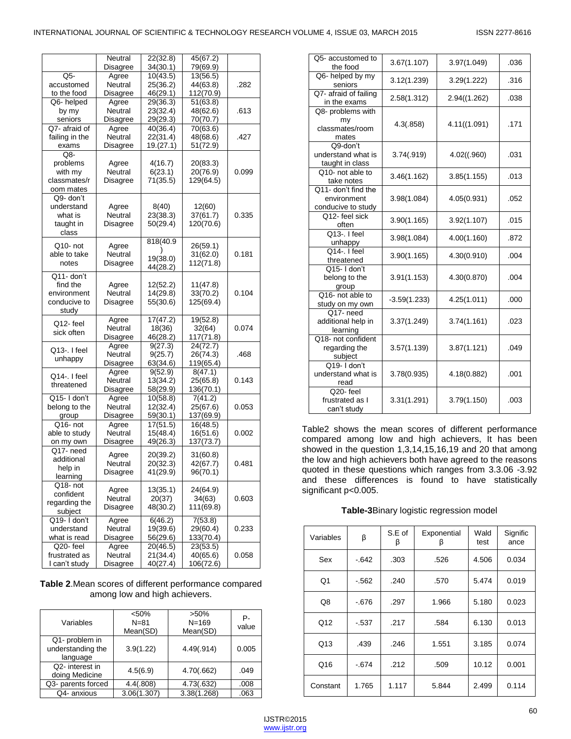| | Neutral | 22(32.8) | 45(67.2) | |
|---|---|---|---|---|
| | Disagree | 34(30.1) | 79(69.9) | |
| Q5- accustomed to the food | Agree | 10(43.5) | 13(56.5) | .282 |
| | Neutral | 25(36.2) | 44(63.8) | |
| | Disagree | 46(29.1) | 112(70.9) | |
| Q6- helped by my seniors | Agree | 29(36.3) | 51(63.8) | .613 |
| | Neutral | 23(32.4) | 48(62.6) | |
| | Disagree | 29(29.3) | 70(70.7) | |
| Q7- afraid of failing in the exams | Agree | 40(36.4) | 70(63.6) | .427 |
| | Neutral | 22(31.4) | 48(68.6) | |
| | Disagree | 19.(27.1) | 51(72.9) | |
| Q8- problems with my classmates/room mates | Agree | 4(16.7) | 20(83.3) | 0.099 |
| | Neutral | 6(23.1) | 20(76.9) | |
| | Disagree | 71(35.5) | 129(64.5) | |
| Q9- don't understand what is taught in class | Agree | 8(40) | 12(60) | 0.335 |
| | Neutral | 23(38.3) | 37(61.7) | |
| | Disagree | 50(29.4) | 120(70.6) | |
| Q10- not able to take notes | Agree | 818(40.9) | 26(59.1) | 0.181 |
| | Neutral | 19(38.0) | 31(62.0) | |
| | Disagree | 44(28.2) | 112(71.8) | |
| Q11- don't find the environment conducive to study | Agree | 12(52.2) | 11(47.8) | 0.104 |
| | Neutral | 14(29.8) | 33(70.2) | |
| | Disagree | 55(30.6) | 125(69.4) | |
| Q12- feel sick often | Agree | 17(47.2) | 19(52.8) | 0.074 |
| | Neutral | 18(36) | 32(64) | |
| | Disagree | 46(28.2) | 117(71.8) | |
| Q13-. I feel unhappy | Agree | 9(27.3) | 24(72.7) | .468 |
| | Neutral | 9(25.7) | 26(74.3) | |
| | Disagree | 63(34.6) | 119(65.4) | |
| Q14-. I feel threatened | Agree | 9(52.9) | 8(47.1) | 0.143 |
| | Neutral | 13(34.2) | 25(65.8) | |
| | Disagree | 58(29.9) | 136(70.1) | |
| Q15- I don't belong to the group | Agree | 10(58.8) | 7(41.2) | 0.053 |
| | Neutral | 12(32.4) | 25(67.6) | |
| | Disagree | 59(30.1) | 137(69.9) | |
| Q16- not able to study on my own | Agree | 17(51.5) | 16(48.5) | 0.002 |
| | Neutral | 15(48.4) | 16(51.6) | |
| | Disagree | 49(26.3) | 137(73.7) | |
| Q17- need additional help in learning | Agree | 20(39.2) | 31(60.8) | 0.481 |
| | Neutral | 20(32.3) | 42(67.7) | |
| | Disagree | 41(29.9) | 96(70.1) | |
| Q18- not confident regarding the subject | Agree | 13(35.1) | 24(64.9) | 0.603 |
| | Neutral | 20(37) | 34(63) | |
| | Disagree | 48(30.2) | 111(69.8) | |
| Q19- I don't understand what is read | Agree | 6(46.2) | 7(53.8) | 0.233 |
| | Neutral | 19(39.6) | 29(60.4) | |
| | Disagree | 56(29.6) | 133(70.4) | |
| Q20- feel frustrated as I can't study | Agree | 20(46.5) | 23(53.5) | 0.058 |
| | Neutral | 21(34.4) | 40(65.6) | |
| | Disagree | 40(27.4) | 106(72.6) | |

**Table 2**.Mean scores of different performance compared among low and high achievers.

| Variables | <50% N=81 Mean(SD) | >50% N=169 Mean(SD) | P-value |
|---|---|---|---|
| Q1- problem in understanding the language | 3.9(1.22) | 4.49(.914) | 0.005 |
| Q2- interest in doing Medicine | 4.5(6.9) | 4.70(.662) | .049 |
| Q3- parents forced | 4.4(.808) | 4.73(.632) | .008 |
| Q4- anxious | 3.06(1.307) | 3.38(1.268) | .063 |
| Q5- accustomed to the food | 3.67(1.107) | 3.97(1.049) | .036 |
| Q6- helped by my seniors | 3.12(1.239) | 3.29(1.222) | .316 |
| Q7- afraid of failing in the exams | 2.58(1.312) | 2.94((1.262) | .038 |
| Q8- problems with my classmates/room mates | 4.3(.858) | 4.11((1.091) | .171 |
| Q9-don't understand what is taught in class | 3.74(.919) | 4.02((.960) | .031 |
| Q10- not able to take notes | 3.46(1.162) | 3.85(1.155) | .013 |
| Q11- don't find the environment conducive to study | 3.98(1.084) | 4.05(0.931) | .052 |
| Q12- feel sick often | 3.90(1.165) | 3.92(1.107) | .015 |
| Q13-. I feel unhappy | 3.98(1.084) | 4.00(1.160) | .872 |
| Q14-. I feel threatened | 3.90(1.165) | 4.30(0.910) | .004 |
| Q15- I don't belong to the group | 3.91(1.153) | 4.30(0.870) | .004 |
| Q16- not able to study on my own | -3.59(1.233) | 4.25(1.011) | .000 |
| Q17- need additional help in learning | 3.37(1.249) | 3.74(1.161) | .023 |
| Q18- not confident regarding the subject | 3.57(1.139) | 3.87(1.121) | .049 |
| Q19- I don't understand what is read | 3.78(0.935) | 4.18(0.882) | .001 |
| Q20- feel frustrated as I can't study | 3.31(1.291) | 3.79(1.150) | .003 |

Table2 shows the mean scores of different performance compared among low and high achievers, It has been showed in the question 1,3,14,15,16,19 and 20 that among the low and high achievers both have agreed to the reasons quoted in these questions which ranges from 3.3.06 -3.92 and these differences is found to have statistically significant p<0.005.

**Table-3**Binary logistic regression model

| Variables | β | S.E of β | Exponential β | Wald test | Significance |
|---|---|---|---|---|---|
| Sex | -.642 | .303 | .526 | 4.506 | 0.034 |
| Q1 | -.562 | .240 | .570 | 5.474 | 0.019 |
| Q8 | -.676 | .297 | 1.966 | 5.180 | 0.023 |
| Q12 | -.537 | .217 | .584 | 6.130 | 0.013 |
| Q13 | .439 | .246 | 1.551 | 3.185 | 0.074 |
| Q16 | -.674 | .212 | .509 | 10.12 | 0.001 |
| Constant | 1.765 | 1.117 | 5.844 | 2.499 | 0.114 |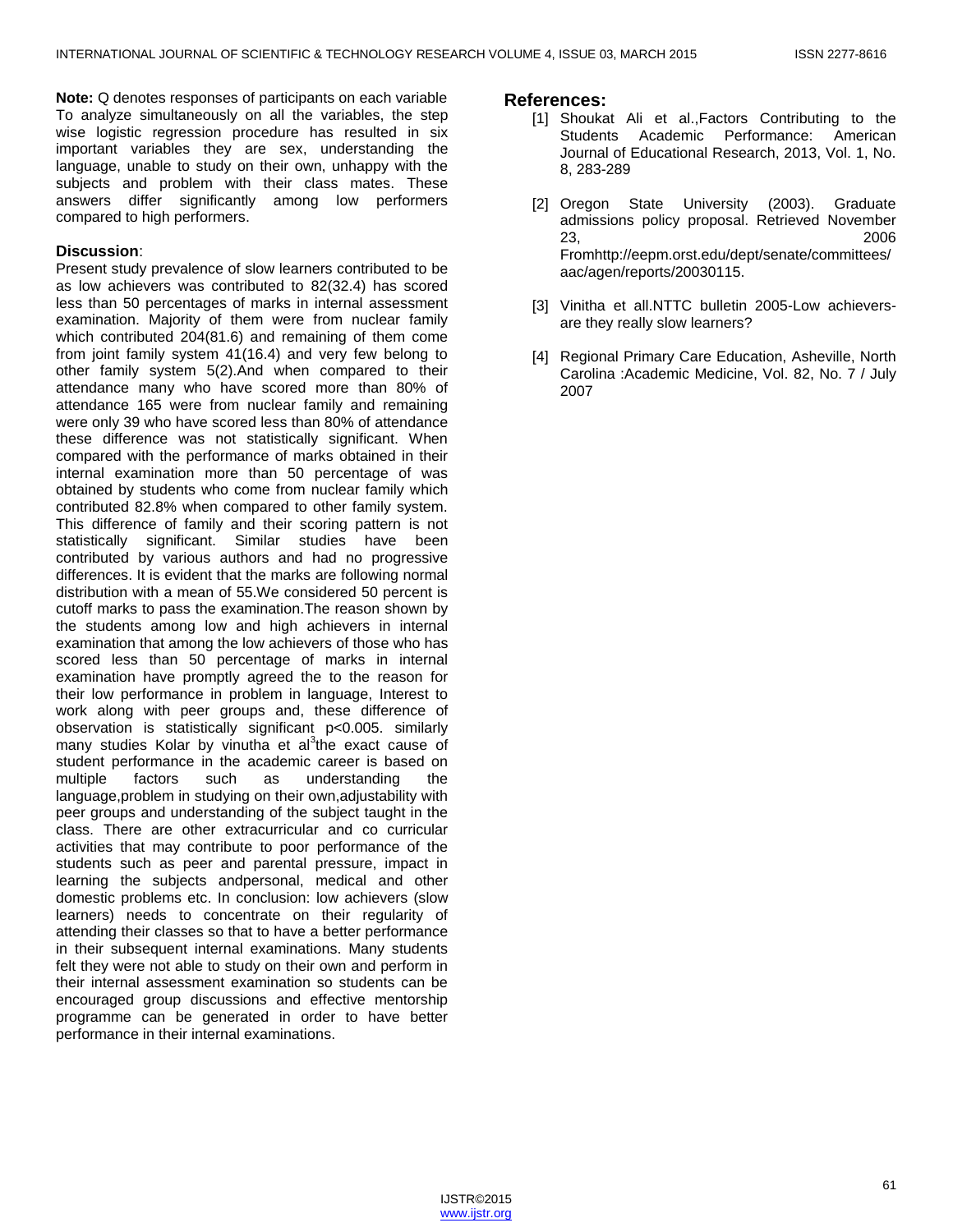**Note:** Q denotes responses of participants on each variable To analyze simultaneously on all the variables, the step wise logistic regression procedure has resulted in six important variables they are sex, understanding the language, unable to study on their own, unhappy with the subjects and problem with their class mates. These answers differ significantly among low performers compared to high performers.

**Discussion**:

Present study prevalence of slow learners contributed to be as low achievers was contributed to 82(32.4) has scored less than 50 percentages of marks in internal assessment examination. Majority of them were from nuclear family which contributed 204(81.6) and remaining of them come from joint family system 41(16.4) and very few belong to other family system 5(2).And when compared to their attendance many who have scored more than 80% of attendance 165 were from nuclear family and remaining were only 39 who have scored less than 80% of attendance these difference was not statistically significant. When compared with the performance of marks obtained in their internal examination more than 50 percentage of was obtained by students who come from nuclear family which contributed 82.8% when compared to other family system. This difference of family and their scoring pattern is not statistically significant. Similar studies have been contributed by various authors and had no progressive differences. It is evident that the marks are following normal distribution with a mean of 55.We considered 50 percent is cutoff marks to pass the examination.The reason shown by the students among low and high achievers in internal examination that among the low achievers of those who has scored less than 50 percentage of marks in internal examination have promptly agreed the to the reason for their low performance in problem in language, Interest to work along with peer groups and, these difference of observation is statistically significant $p<0.005$. similarly many studies Kolar by vinutha et al[3]the exact cause of student performance in the academic career is based on multiple factors such as understanding the language,problem in studying on their own,adjustability with peer groups and understanding of the subject taught in the class. There are other extracurricular and co curricular activities that may contribute to poor performance of the students such as peer and parental pressure, impact in learning the subjects andpersonal, medical and other domestic problems etc. In conclusion: low achievers (slow learners) needs to concentrate on their regularity of attending their classes so that to have a better performance in their subsequent internal examinations. Many students felt they were not able to study on their own and perform in their internal assessment examination so students can be encouraged group discussions and effective mentorship programme can be generated in order to have better performance in their internal examinations.

## References:

[1] Shoukat Ali et al.,Factors Contributing to the Students Academic Performance: American Journal of Educational Research, 2013, Vol. 1, No. 8, 283-289

[2] Oregon State University (2003). Graduate admissions policy proposal. Retrieved November 23, 2006 Fromhttp://eepm.orst.edu/dept/senate/committees/aac/agen/reports/20030115.

[3] Vinitha et all.NTTC bulletin 2005-Low achievers-are they really slow learners?

[4] Regional Primary Care Education, Asheville, North Carolina :Academic Medicine, Vol. 82, No. 7 / July 2007